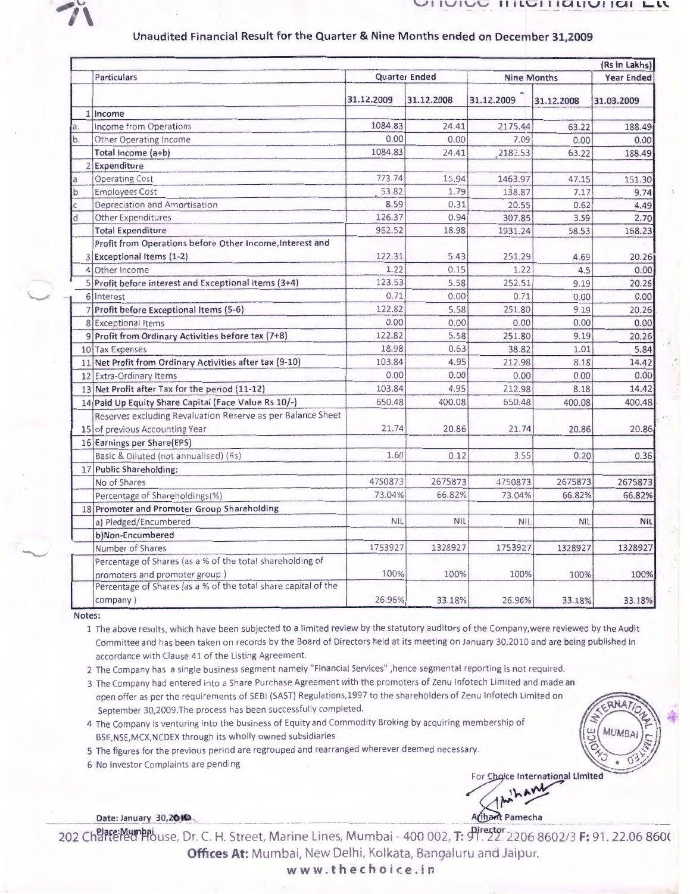# Choice International Ltd

## Unaudited Financial Result for the Quarter & Nine Months ended on December 31,2009

(Rs in Lakhs)

| | Particulars | Quarter Ended | | Nine Months | | Year Ended |
|---|---|---|---|---|---|---|
| | | 31.12.2009 | 31.12.2008 | 31.12.2009 | 31.12.2008 | 31.03.2009 |
| 1 | **Income** | | | | | |
| a. | Income from Operations | 1084.83 | 24.41 | 2175.44 | 63.22 | 188.49 |
| b. | Other Operating Income | 0.00 | 0.00 | 7.09 | 0.00 | 0.00 |
| | **Total Income (a+b)** | 1084.83 | 24.41 | 2182.53 | 63.22 | 188.49 |
| 2 | **Expenditure** | | | | | |
| a | Operating Cost | 773.74 | 15.94 | 1463.97 | 47.15 | 151.30 |
| b | Employees Cost | 53.82 | 1.79 | 138.87 | 7.17 | 9.74 |
| c | Depreciation and Amortisation | 8.59 | 0.31 | 20.55 | 0.62 | 4.49 |
| d | Other Expenditures | 126.37 | 0.94 | 307.85 | 3.59 | 2.70 |
| | **Total Expenditure** | 962.52 | 18.98 | 1931.24 | 58.53 | 168.23 |
| 3 | **Profit from Operations before Other Income,Interest and Exceptional Items (1-2)** | 122.31 | 5.43 | 251.29 | 4.69 | 20.26 |
| 4 | Other Income | 1.22 | 0.15 | 1.22 | 4.5 | 0.00 |
| 5 | **Profit before interest and Exceptional items (3+4)** | 123.53 | 5.58 | 252.51 | 9.19 | 20.26 |
| 6 | Interest | 0.71 | 0.00 | 0.71 | 0.00 | 0.00 |
| 7 | **Profit before Exceptional Items (5-6)** | 122.82 | 5.58 | 251.80 | 9.19 | 20.26 |
| 8 | Exceptional Items | 0.00 | 0.00 | 0.00 | 0.00 | 0.00 |
| 9 | **Profit from Ordinary Activities before tax (7+8)** | 122.82 | 5.58 | 251.80 | 9.19 | 20.26 |
| 10 | Tax Expenses | 18.98 | 0.63 | 38.82 | 1.01 | 5.84 |
| 11 | **Net Profit from Ordinary Activities after tax (9-10)** | 103.84 | 4.95 | 212.98 | 8.18 | 14.42 |
| 12 | Extra-Ordinary Items | 0.00 | 0.00 | 0.00 | 0.00 | 0.00 |
| 13 | **Net Profit after Tax for the period (11-12)** | 103.84 | 4.95 | 212.98 | 8.18 | 14.42 |
| 14 | **Paid Up Equity Share Capital (Face Value Rs 10/-)** | 650.48 | 400.08 | 650.48 | 400.08 | 400.48 |
| 15 | Reserves excluding Revaluation Reserve as per Balance Sheet of previous Accounting Year | 21.74 | 20.86 | 21.74 | 20.86 | 20.86 |
| 16 | **Earnings per Share(EPS)** | | | | | |
| | Basic & Diluted (not annualised) (Rs) | 1.60 | 0.12 | 3.55 | 0.20 | 0.36 |
| 17 | **Public Shareholding:** | | | | | |
| | No of Shares | 4750873 | 2675873 | 4750873 | 2675873 | 2675873 |
| | Percentage of Shareholdings(%) | 73.04% | 66.82% | 73.04% | 66.82% | 66.82% |
| 18 | **Promoter and Promoter Group Shareholding** | | | | | |
| | a) Pledged/Encumbered | NIL | NIL | NIL | NIL | NIL |
| | **b)Non-Encumbered** | | | | | |
| | Number of Shares | 1753927 | 1328927 | 1753927 | 1328927 | 1328927 |
| | Percentage of Shares (as a % of the total shareholding of promoters and promoter group ) | 100% | 100% | 100% | 100% | 100% |
| | Percentage of Shares (as a % of the total share capital of the company ) | 26.96% | 33.18% | 26.96% | 33.18% | 33.18% |

**Notes:**

1. The above results, which have been subjected to a limited review by the statutory auditors of the Company,were reviewed by the Audit Committee and has been taken on records by the Board of Directors held at its meeting on January 30,2010 and are being published in accordance with Clause 41 of the Listing Agreement.
2. The Company has a single business segment namely "Financial Services" ,hence segmental reporting is not required.
3. The Company had entered into a Share Purchase Agreement with the promoters of Zenu Infotech Limited and made an open offer as per the requirements of SEBI (SAST) Regulations,1997 to the shareholders of Zenu Infotech Limited on September 30,2009.The process has been successfully completed.
4. The Company is venturing into the business of Equity and Commodity Broking by acquiring membership of BSE,NSE,MCX,NCDEX through its wholly owned subsidiaries
5. The figures for the previous period are regrouped and rearranged wherever deemed necessary.
6. No Investor Complaints are pending

For Choice International Limited

Arihant Pamecha
Director

Date: January 30,2010
Place:Mumbai

202 Chartered House, Dr. C. H. Street, Marine Lines, Mumbai - 400 002, T: 91. 22. 2206 8602/3 F: 91. 22.06 8600

**Offices At:** Mumbai, New Delhi, Kolkata, Bangaluru and Jaipur.

www.thechoice.in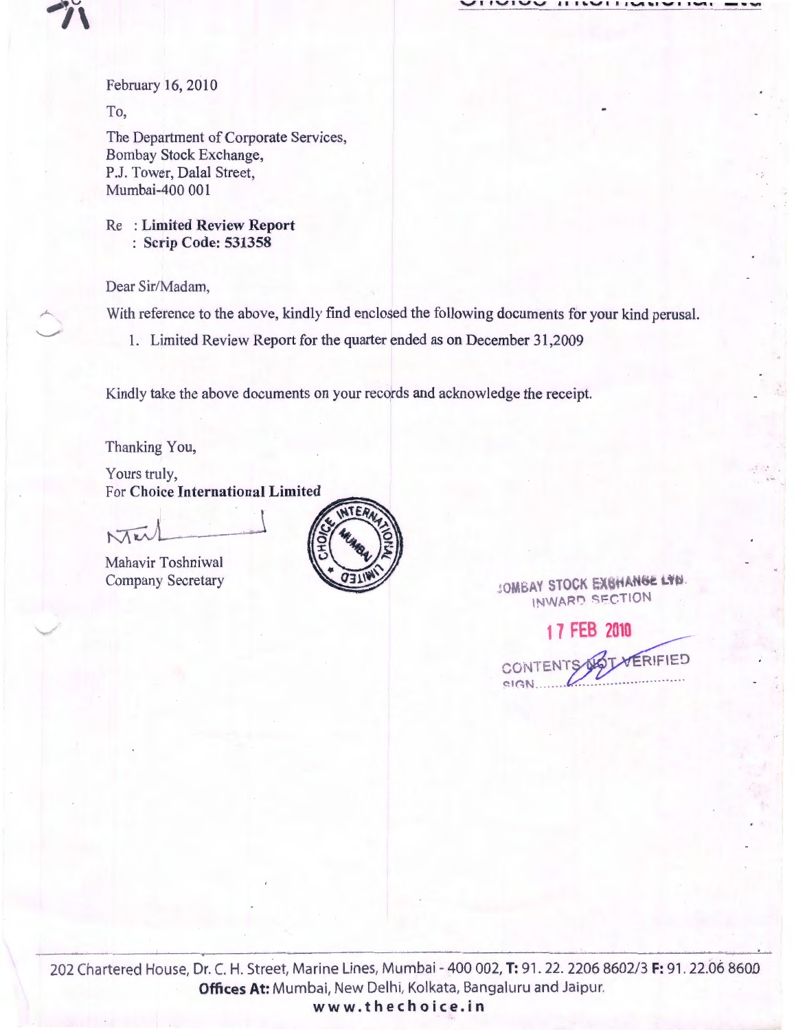February 16, 2010

To,

The Department of Corporate Services,
Bombay Stock Exchange,
P.J. Tower, Dalal Street,
Mumbai-400 001

Re : **Limited Review Report**
: **Scrip Code: 531358**

Dear Sir/Madam,

With reference to the above, kindly find enclosed the following documents for your kind perusal.

1. Limited Review Report for the quarter ended as on December 31,2009

Kindly take the above documents on your records and acknowledge the receipt.

Thanking You,

Yours truly,
For **Choice International Limited**

Mahavir Toshniwal
Company Secretary

BOMBAY STOCK EXCHANGE LTD.
INWARD SECTION
17 FEB 2010
CONTENTS NOT VERIFIED
SIGN.........

202 Chartered House, Dr. C. H. Street, Marine Lines, Mumbai - 400 002, **T:** 91. 22. 2206 8602/3 **F:** 91. 22.06 8600
**Offices At:** Mumbai, New Delhi, Kolkata, Bangaluru and Jaipur.
**www.thechoice.in**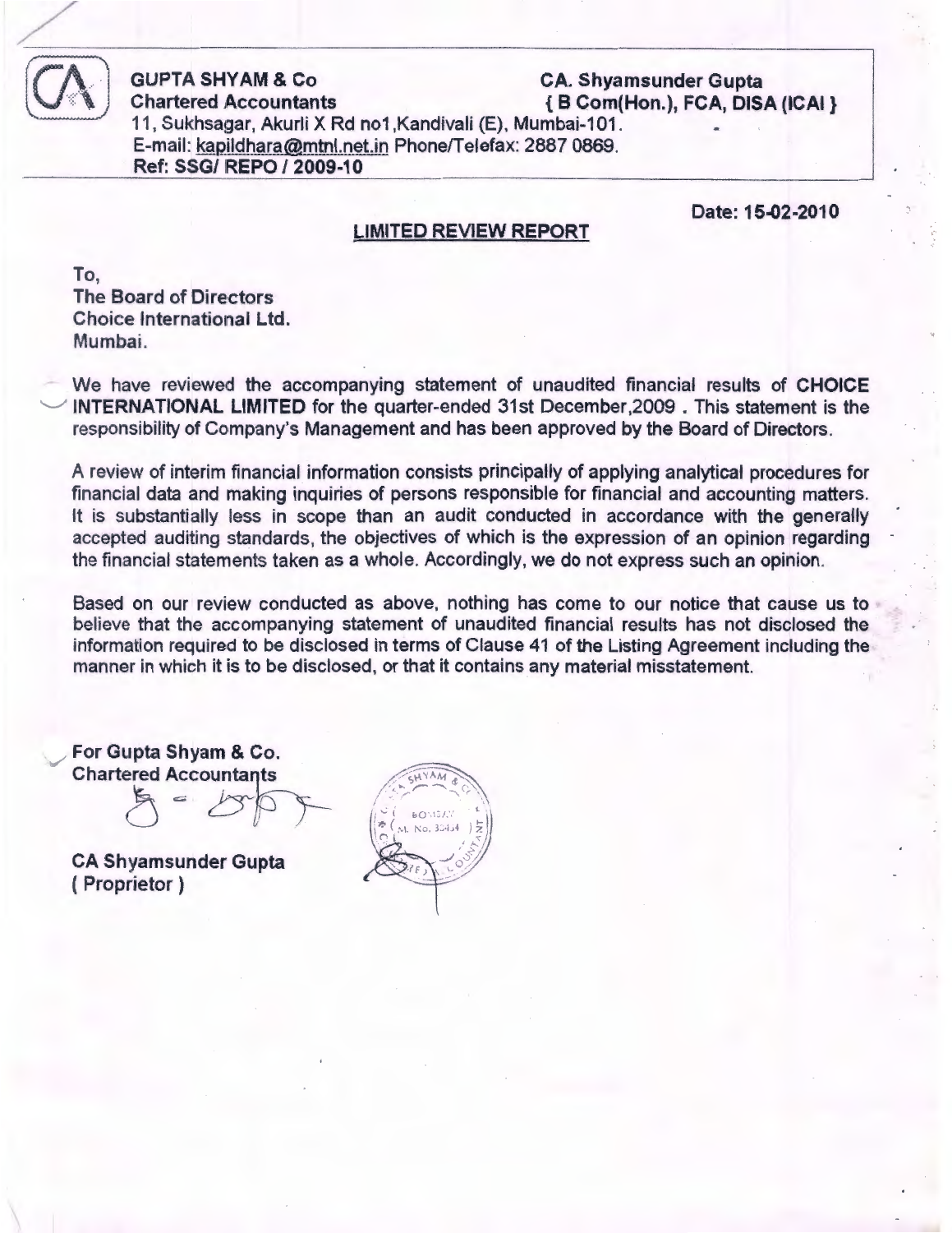**GUPTA SHYAM & Co**
**Chartered Accountants**
11, Sukhsagar, Akurli X Rd no1,Kandivali (E), Mumbai-101.
E-mail: kapildhara@mtnl.net.in Phone/Telefax: 2887 0869.
**Ref: SSG/ REPO / 2009-10**

**CA. Shyamsunder Gupta**
**{ B Com(Hon.), FCA, DISA (ICAI }**

**Date: 15-02-2010**

## LIMITED REVIEW REPORT

To,
The Board of Directors
Choice International Ltd.
Mumbai.

We have reviewed the accompanying statement of unaudited financial results of **CHOICE INTERNATIONAL LIMITED** for the quarter-ended 31st December,2009 . This statement is the responsibility of Company's Management and has been approved by the Board of Directors.

A review of interim financial information consists principally of applying analytical procedures for financial data and making inquiries of persons responsible for financial and accounting matters. It is substantially less in scope than an audit conducted in accordance with the generally accepted auditing standards, the objectives of which is the expression of an opinion regarding the financial statements taken as a whole. Accordingly, we do not express such an opinion.

Based on our review conducted as above, nothing has come to our notice that cause us to believe that the accompanying statement of unaudited financial results has not disclosed the information required to be disclosed in terms of Clause 41 of the Listing Agreement including the manner in which it is to be disclosed, or that it contains any material misstatement.

**For Gupta Shyam & Co.**
**Chartered Accountants**

**CA Shyamsunder Gupta**
**( Proprietor )**